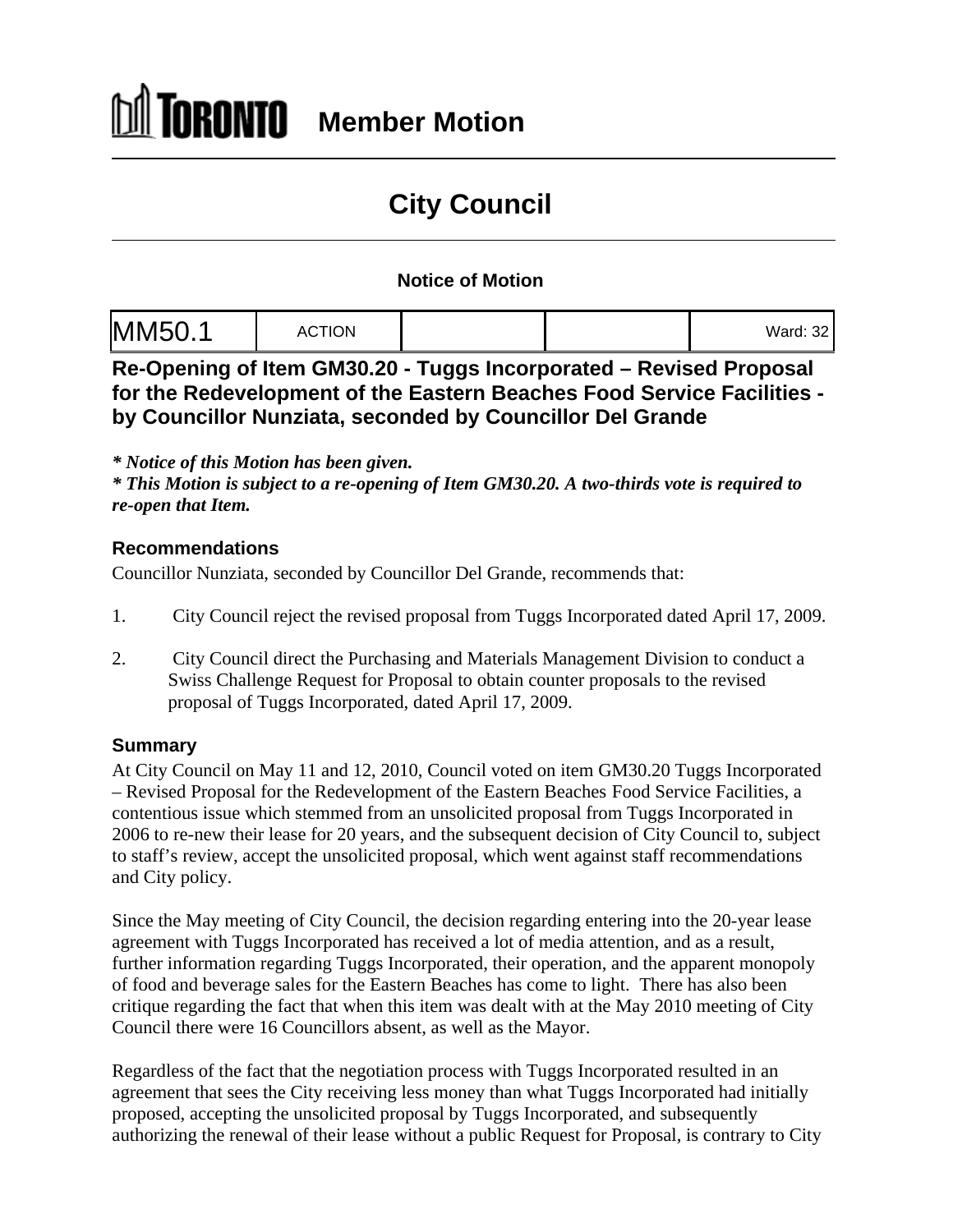# Member Motion

## City Council

### Notice of Motion

| MM50.1 | ACTION | | | Ward: 32 |
|---|---|---|---|---|

## Re-Opening of Item GM30.20 - Tuggs Incorporated – Revised Proposal for the Redevelopment of the Eastern Beaches Food Service Facilities - by Councillor Nunziata, seconded by Councillor Del Grande

***\* Notice of this Motion has been given.***
***\* This Motion is subject to a re-opening of Item GM30.20. A two-thirds vote is required to re-open that Item.***

### Recommendations

Councillor Nunziata, seconded by Councillor Del Grande, recommends that:

1. City Council reject the revised proposal from Tuggs Incorporated dated April 17, 2009.

2. City Council direct the Purchasing and Materials Management Division to conduct a Swiss Challenge Request for Proposal to obtain counter proposals to the revised proposal of Tuggs Incorporated, dated April 17, 2009.

### Summary

At City Council on May 11 and 12, 2010, Council voted on item GM30.20 Tuggs Incorporated – Revised Proposal for the Redevelopment of the Eastern Beaches Food Service Facilities, a contentious issue which stemmed from an unsolicited proposal from Tuggs Incorporated in 2006 to re-new their lease for 20 years, and the subsequent decision of City Council to, subject to staff's review, accept the unsolicited proposal, which went against staff recommendations and City policy.

Since the May meeting of City Council, the decision regarding entering into the 20-year lease agreement with Tuggs Incorporated has received a lot of media attention, and as a result, further information regarding Tuggs Incorporated, their operation, and the apparent monopoly of food and beverage sales for the Eastern Beaches has come to light. There has also been critique regarding the fact that when this item was dealt with at the May 2010 meeting of City Council there were 16 Councillors absent, as well as the Mayor.

Regardless of the fact that the negotiation process with Tuggs Incorporated resulted in an agreement that sees the City receiving less money than what Tuggs Incorporated had initially proposed, accepting the unsolicited proposal by Tuggs Incorporated, and subsequently authorizing the renewal of their lease without a public Request for Proposal, is contrary to City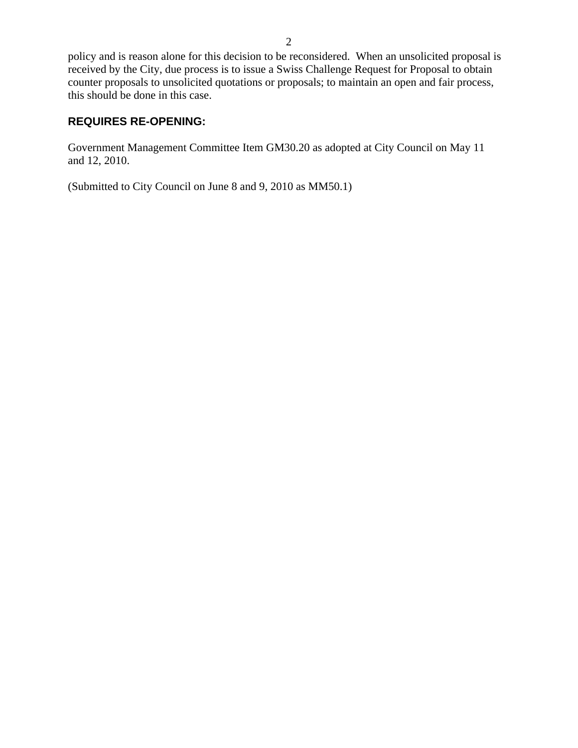policy and is reason alone for this decision to be reconsidered. When an unsolicited proposal is received by the City, due process is to issue a Swiss Challenge Request for Proposal to obtain counter proposals to unsolicited quotations or proposals; to maintain an open and fair process, this should be done in this case.

**REQUIRES RE-OPENING:**

Government Management Committee Item GM30.20 as adopted at City Council on May 11 and 12, 2010.

(Submitted to City Council on June 8 and 9, 2010 as MM50.1)